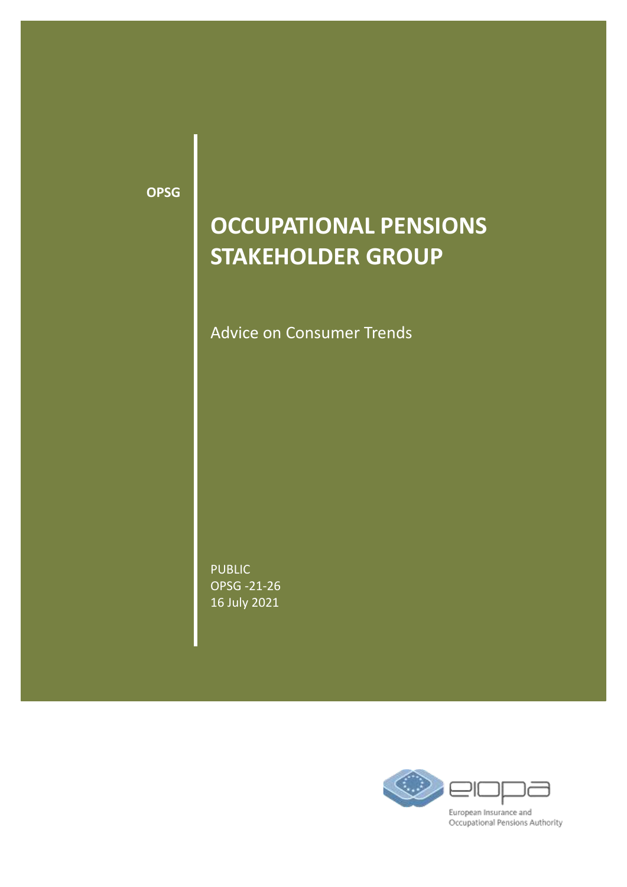OPSG

# OCCUPATIONAL PENSIONS STAKEHOLDER GROUP

Advice on Consumer Trends

PUBLIC
OPSG -21-26
16 July 2021

European Insurance and Occupational Pensions Authority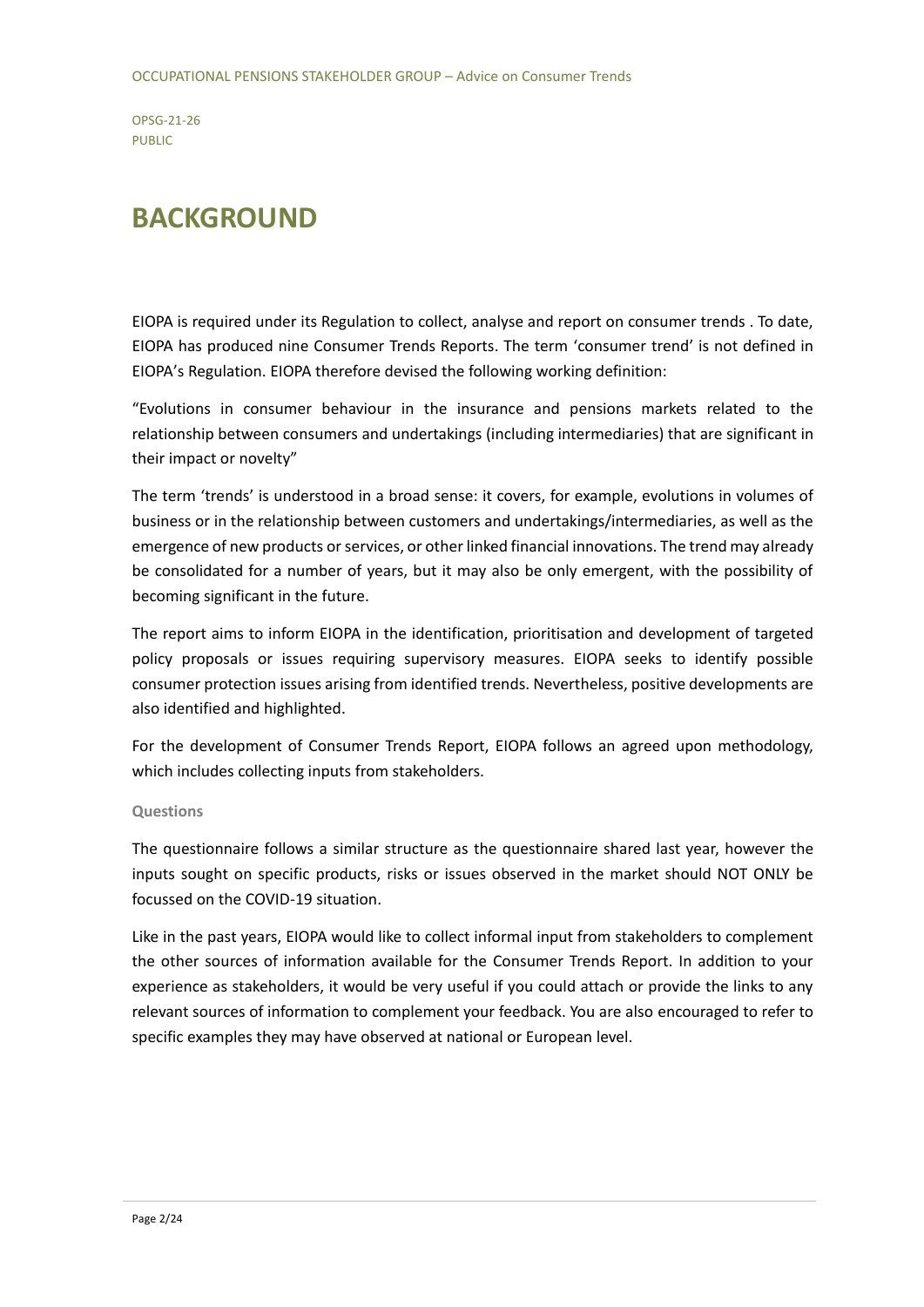# BACKGROUND

EIOPA is required under its Regulation to collect, analyse and report on consumer trends . To date, EIOPA has produced nine Consumer Trends Reports. The term 'consumer trend' is not defined in EIOPA's Regulation. EIOPA therefore devised the following working definition:

"Evolutions in consumer behaviour in the insurance and pensions markets related to the relationship between consumers and undertakings (including intermediaries) that are significant in their impact or novelty"

The term 'trends' is understood in a broad sense: it covers, for example, evolutions in volumes of business or in the relationship between customers and undertakings/intermediaries, as well as the emergence of new products or services, or other linked financial innovations. The trend may already be consolidated for a number of years, but it may also be only emergent, with the possibility of becoming significant in the future.

The report aims to inform EIOPA in the identification, prioritisation and development of targeted policy proposals or issues requiring supervisory measures. EIOPA seeks to identify possible consumer protection issues arising from identified trends. Nevertheless, positive developments are also identified and highlighted.

For the development of Consumer Trends Report, EIOPA follows an agreed upon methodology, which includes collecting inputs from stakeholders.

### Questions

The questionnaire follows a similar structure as the questionnaire shared last year, however the inputs sought on specific products, risks or issues observed in the market should NOT ONLY be focussed on the COVID-19 situation.

Like in the past years, EIOPA would like to collect informal input from stakeholders to complement the other sources of information available for the Consumer Trends Report. In addition to your experience as stakeholders, it would be very useful if you could attach or provide the links to any relevant sources of information to complement your feedback. You are also encouraged to refer to specific examples they may have observed at national or European level.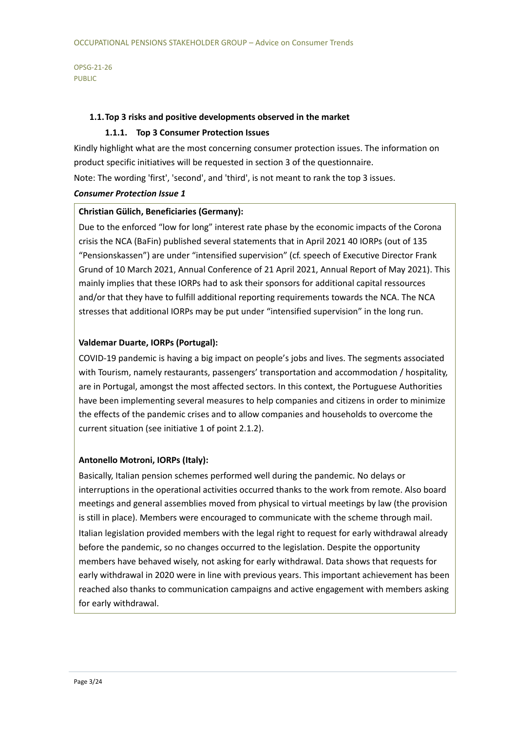### 1.1. Top 3 risks and positive developments observed in the market

#### 1.1.1. Top 3 Consumer Protection Issues

Kindly highlight what are the most concerning consumer protection issues. The information on product specific initiatives will be requested in section 3 of the questionnaire.

Note: The wording 'first', 'second', and 'third', is not meant to rank the top 3 issues.

***Consumer Protection Issue 1***

**Christian Gülich, Beneficiaries (Germany):**

Due to the enforced “low for long” interest rate phase by the economic impacts of the Corona crisis the NCA (BaFin) published several statements that in April 2021 40 IORPs (out of 135 “Pensionskassen”) are under “intensified supervision” (cf. speech of Executive Director Frank Grund of 10 March 2021, Annual Conference of 21 April 2021, Annual Report of May 2021). This mainly implies that these IORPs had to ask their sponsors for additional capital ressources and/or that they have to fulfill additional reporting requirements towards the NCA. The NCA stresses that additional IORPs may be put under “intensified supervision” in the long run.

**Valdemar Duarte, IORPs (Portugal):**

COVID-19 pandemic is having a big impact on people’s jobs and lives. The segments associated with Tourism, namely restaurants, passengers’ transportation and accommodation / hospitality, are in Portugal, amongst the most affected sectors. In this context, the Portuguese Authorities have been implementing several measures to help companies and citizens in order to minimize the effects of the pandemic crises and to allow companies and households to overcome the current situation (see initiative 1 of point 2.1.2).

**Antonello Motroni, IORPs (Italy):**

Basically, Italian pension schemes performed well during the pandemic. No delays or interruptions in the operational activities occurred thanks to the work from remote. Also board meetings and general assemblies moved from physical to virtual meetings by law (the provision is still in place). Members were encouraged to communicate with the scheme through mail.

Italian legislation provided members with the legal right to request for early withdrawal already before the pandemic, so no changes occurred to the legislation. Despite the opportunity members have behaved wisely, not asking for early withdrawal. Data shows that requests for early withdrawal in 2020 were in line with previous years. This important achievement has been reached also thanks to communication campaigns and active engagement with members asking for early withdrawal.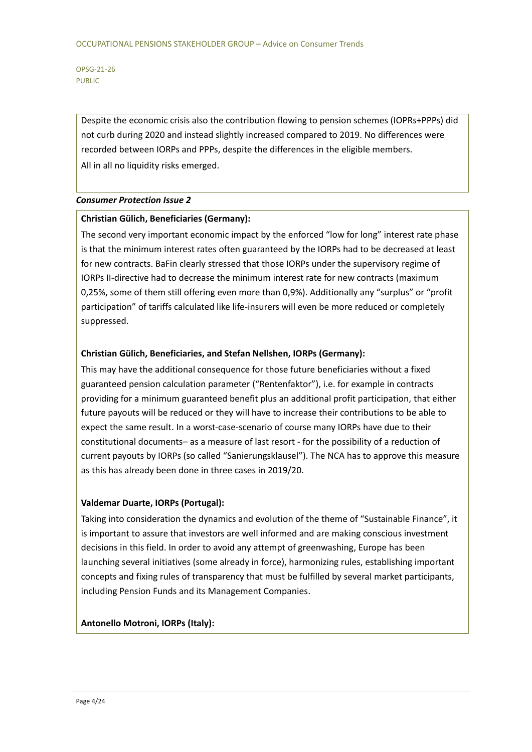Despite the economic crisis also the contribution flowing to pension schemes (IOPRs+PPPs) did not curb during 2020 and instead slightly increased compared to 2019. No differences were recorded between IORPs and PPPs, despite the differences in the eligible members.

All in all no liquidity risks emerged.

***Consumer Protection Issue 2***

**Christian Gülich, Beneficiaries (Germany):**

The second very important economic impact by the enforced "low for long" interest rate phase is that the minimum interest rates often guaranteed by the IORPs had to be decreased at least for new contracts. BaFin clearly stressed that those IORPs under the supervisory regime of IORPs II-directive had to decrease the minimum interest rate for new contracts (maximum 0,25%, some of them still offering even more than 0,9%). Additionally any "surplus" or "profit participation" of tariffs calculated like life-insurers will even be more reduced or completely suppressed.

**Christian Gülich, Beneficiaries, and Stefan Nellshen, IORPs (Germany):**

This may have the additional consequence for those future beneficiaries without a fixed guaranteed pension calculation parameter ("Rentenfaktor"), i.e. for example in contracts providing for a minimum guaranteed benefit plus an additional profit participation, that either future payouts will be reduced or they will have to increase their contributions to be able to expect the same result. In a worst-case-scenario of course many IORPs have due to their constitutional documents– as a measure of last resort - for the possibility of a reduction of current payouts by IORPs (so called "Sanierungsklausel"). The NCA has to approve this measure as this has already been done in three cases in 2019/20.

**Valdemar Duarte, IORPs (Portugal):**

Taking into consideration the dynamics and evolution of the theme of "Sustainable Finance", it is important to assure that investors are well informed and are making conscious investment decisions in this field. In order to avoid any attempt of greenwashing, Europe has been launching several initiatives (some already in force), harmonizing rules, establishing important concepts and fixing rules of transparency that must be fulfilled by several market participants, including Pension Funds and its Management Companies.

**Antonello Motroni, IORPs (Italy):**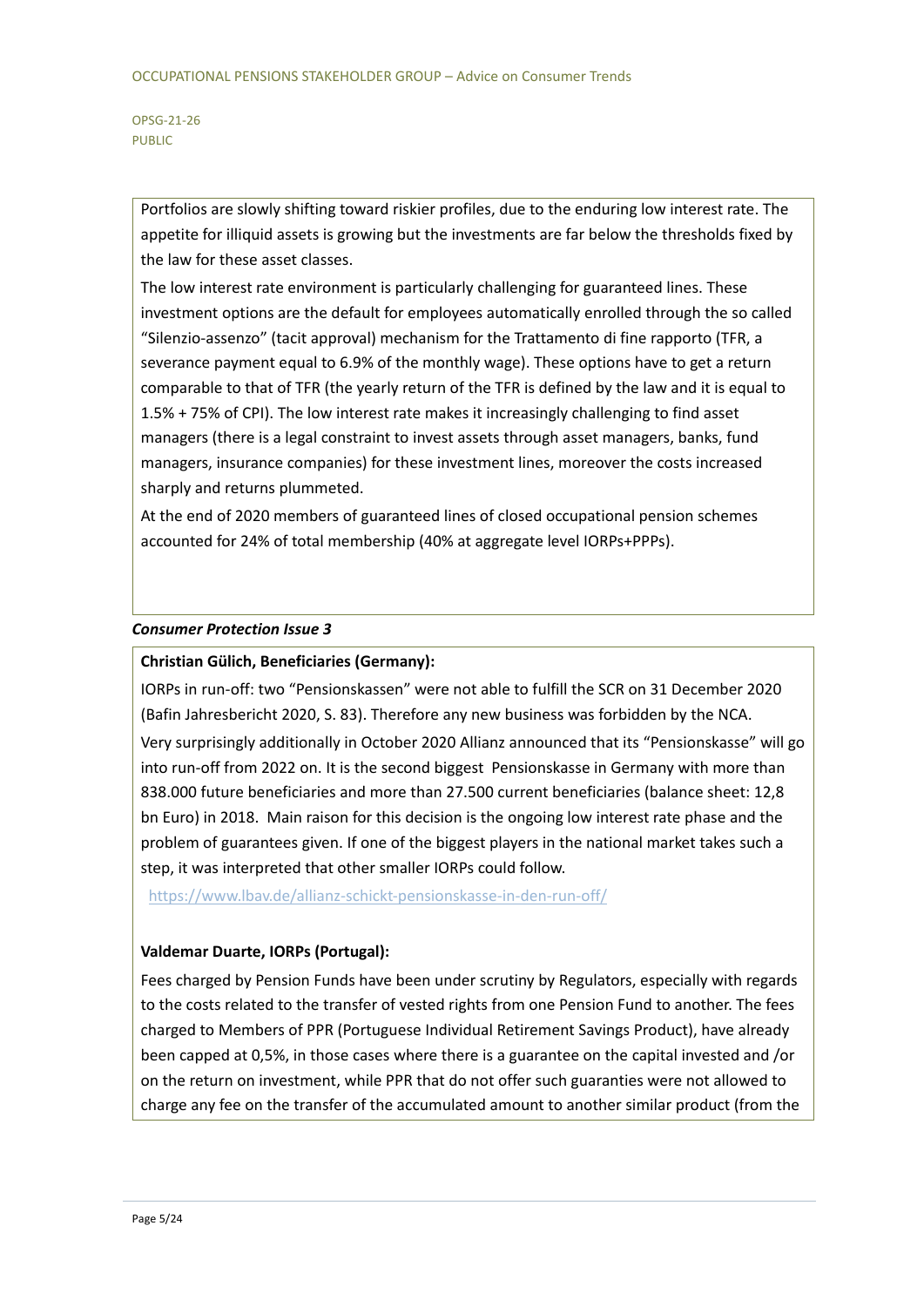Portfolios are slowly shifting toward riskier profiles, due to the enduring low interest rate. The appetite for illiquid assets is growing but the investments are far below the thresholds fixed by the law for these asset classes.

The low interest rate environment is particularly challenging for guaranteed lines. These investment options are the default for employees automatically enrolled through the so called "Silenzio-assenzo" (tacit approval) mechanism for the Trattamento di fine rapporto (TFR, a severance payment equal to 6.9% of the monthly wage). These options have to get a return comparable to that of TFR (the yearly return of the TFR is defined by the law and it is equal to 1.5% + 75% of CPI). The low interest rate makes it increasingly challenging to find asset managers (there is a legal constraint to invest assets through asset managers, banks, fund managers, insurance companies) for these investment lines, moreover the costs increased sharply and returns plummeted.

At the end of 2020 members of guaranteed lines of closed occupational pension schemes accounted for 24% of total membership (40% at aggregate level IORPs+PPPs).

***Consumer Protection Issue 3***

**Christian Gülich, Beneficiaries (Germany):**

IORPs in run-off: two "Pensionskassen" were not able to fulfill the SCR on 31 December 2020 (Bafin Jahresbericht 2020, S. 83). Therefore any new business was forbidden by the NCA.

Very surprisingly additionally in October 2020 Allianz announced that its "Pensionskasse" will go into run-off from 2022 on. It is the second biggest Pensionskasse in Germany with more than 838.000 future beneficiaries and more than 27.500 current beneficiaries (balance sheet: 12,8 bn Euro) in 2018. Main raison for this decision is the ongoing low interest rate phase and the problem of guarantees given. If one of the biggest players in the national market takes such a step, it was interpreted that other smaller IORPs could follow.

https://www.lbav.de/allianz-schickt-pensionskasse-in-den-run-off/

**Valdemar Duarte, IORPs (Portugal):**

Fees charged by Pension Funds have been under scrutiny by Regulators, especially with regards to the costs related to the transfer of vested rights from one Pension Fund to another. The fees charged to Members of PPR (Portuguese Individual Retirement Savings Product), have already been capped at 0,5%, in those cases where there is a guarantee on the capital invested and /or on the return on investment, while PPR that do not offer such guaranties were not allowed to charge any fee on the transfer of the accumulated amount to another similar product (from the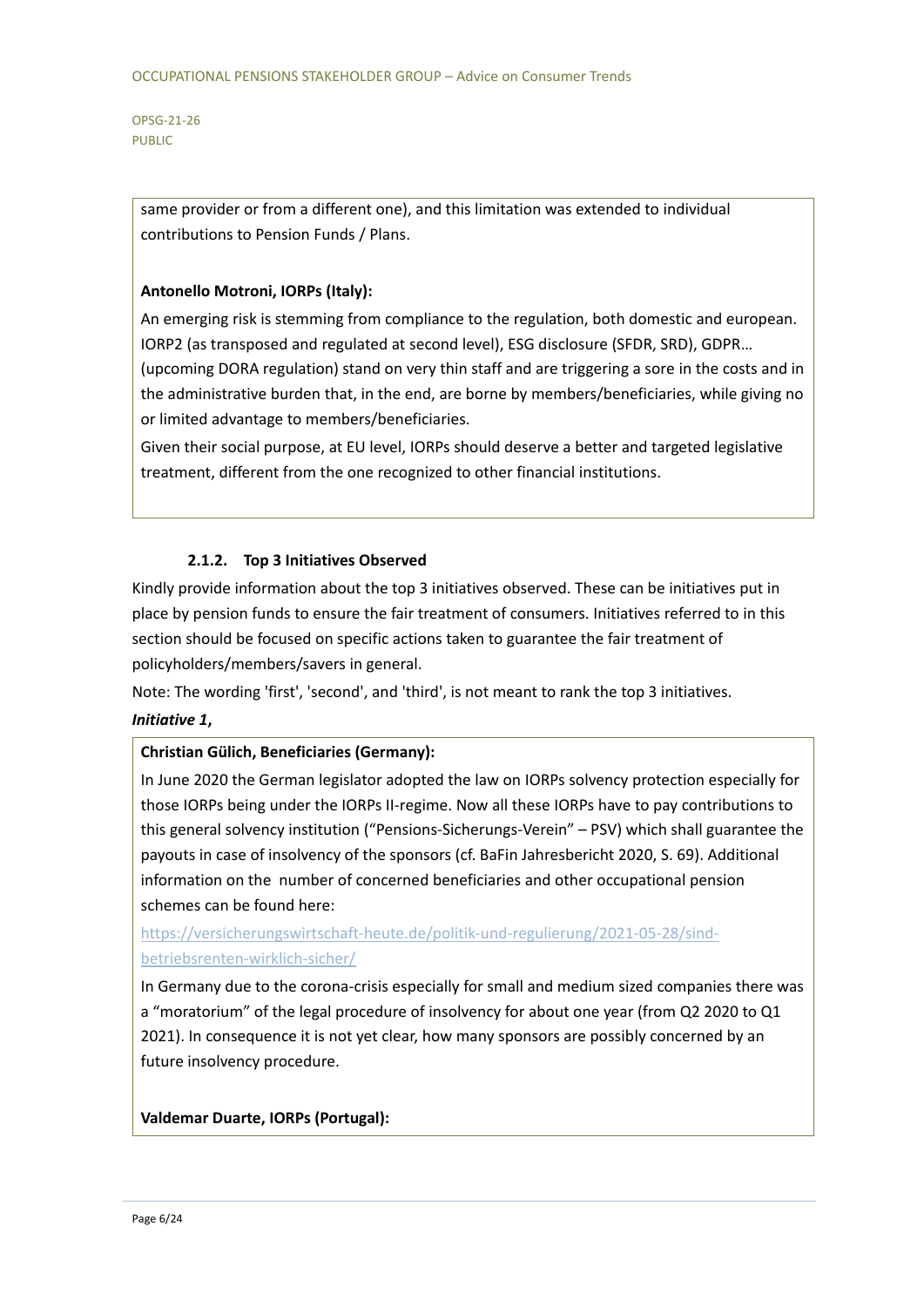same provider or from a different one), and this limitation was extended to individual contributions to Pension Funds / Plans.

**Antonello Motroni, IORPs (Italy):**

An emerging risk is stemming from compliance to the regulation, both domestic and european. IORP2 (as transposed and regulated at second level), ESG disclosure (SFDR, SRD), GDPR… (upcoming DORA regulation) stand on very thin staff and are triggering a sore in the costs and in the administrative burden that, in the end, are borne by members/beneficiaries, while giving no or limited advantage to members/beneficiaries.

Given their social purpose, at EU level, IORPs should deserve a better and targeted legislative treatment, different from the one recognized to other financial institutions.

#### 2.1.2. Top 3 Initiatives Observed

Kindly provide information about the top 3 initiatives observed. These can be initiatives put in place by pension funds to ensure the fair treatment of consumers. Initiatives referred to in this section should be focused on specific actions taken to guarantee the fair treatment of policyholders/members/savers in general.

Note: The wording 'first', 'second', and 'third', is not meant to rank the top 3 initiatives.

***Initiative 1*,**

**Christian Gülich, Beneficiaries (Germany):**

In June 2020 the German legislator adopted the law on IORPs solvency protection especially for those IORPs being under the IORPs II-regime. Now all these IORPs have to pay contributions to this general solvency institution ("Pensions-Sicherungs-Verein" – PSV) which shall guarantee the payouts in case of insolvency of the sponsors (cf. BaFin Jahresbericht 2020, S. 69). Additional information on the number of concerned beneficiaries and other occupational pension schemes can be found here:

https://versicherungswirtschaft-heute.de/politik-und-regulierung/2021-05-28/sind-betriebsrenten-wirklich-sicher/

In Germany due to the corona-crisis especially for small and medium sized companies there was a "moratorium" of the legal procedure of insolvency for about one year (from Q2 2020 to Q1 2021). In consequence it is not yet clear, how many sponsors are possibly concerned by an future insolvency procedure.

**Valdemar Duarte, IORPs (Portugal):**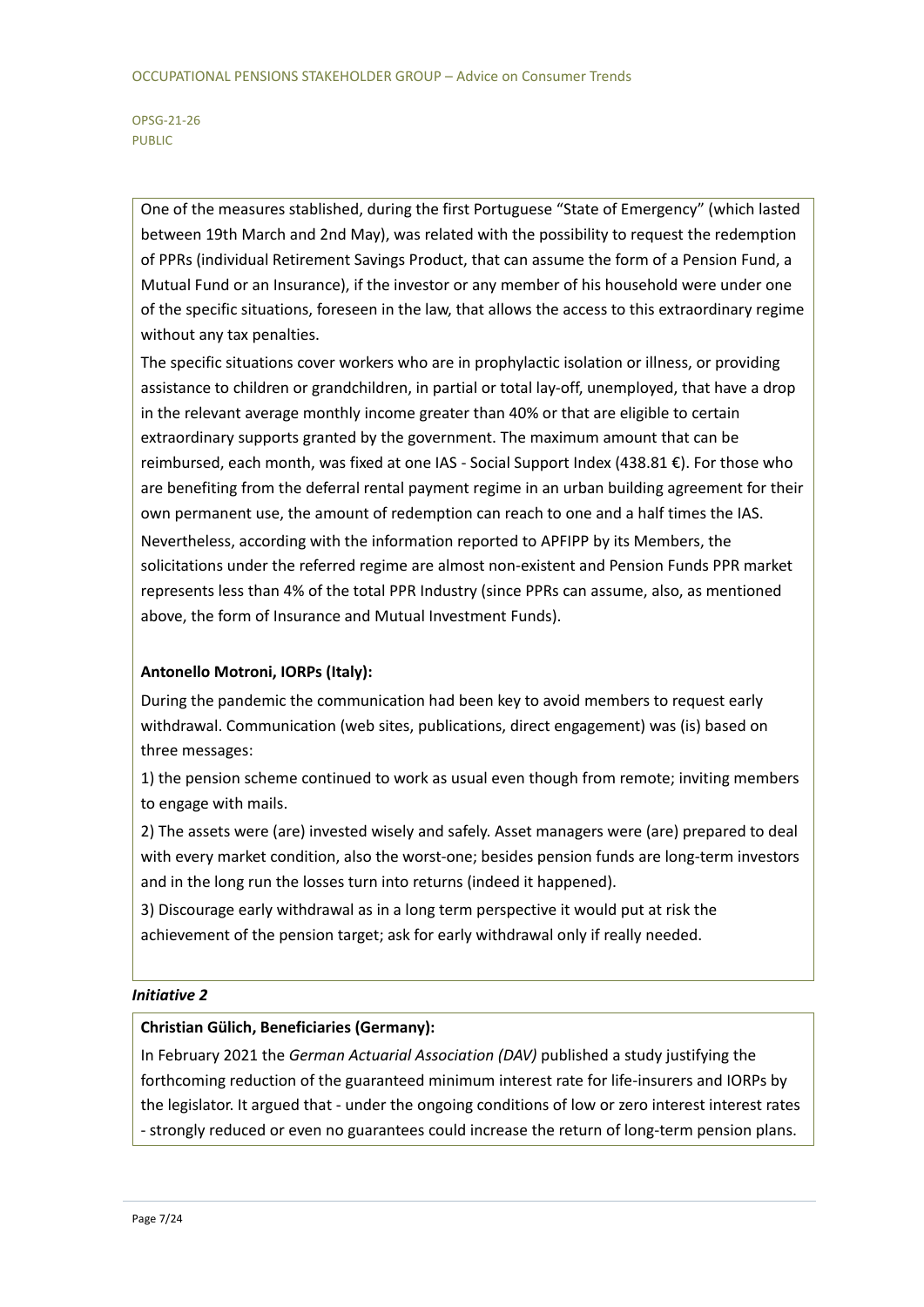One of the measures stablished, during the first Portuguese "State of Emergency" (which lasted between 19th March and 2nd May), was related with the possibility to request the redemption of PPRs (individual Retirement Savings Product, that can assume the form of a Pension Fund, a Mutual Fund or an Insurance), if the investor or any member of his household were under one of the specific situations, foreseen in the law, that allows the access to this extraordinary regime without any tax penalties.

The specific situations cover workers who are in prophylactic isolation or illness, or providing assistance to children or grandchildren, in partial or total lay-off, unemployed, that have a drop in the relevant average monthly income greater than 40% or that are eligible to certain extraordinary supports granted by the government. The maximum amount that can be reimbursed, each month, was fixed at one IAS - Social Support Index (438.81 €). For those who are benefiting from the deferral rental payment regime in an urban building agreement for their own permanent use, the amount of redemption can reach to one and a half times the IAS.

Nevertheless, according with the information reported to APFIPP by its Members, the solicitations under the referred regime are almost non-existent and Pension Funds PPR market represents less than 4% of the total PPR Industry (since PPRs can assume, also, as mentioned above, the form of Insurance and Mutual Investment Funds).

**Antonello Motroni, IORPs (Italy):**

During the pandemic the communication had been key to avoid members to request early withdrawal. Communication (web sites, publications, direct engagement) was (is) based on three messages:

1) the pension scheme continued to work as usual even though from remote; inviting members to engage with mails.

2) The assets were (are) invested wisely and safely. Asset managers were (are) prepared to deal with every market condition, also the worst-one; besides pension funds are long-term investors and in the long run the losses turn into returns (indeed it happened).

3) Discourage early withdrawal as in a long term perspective it would put at risk the achievement of the pension target; ask for early withdrawal only if really needed.

***Initiative 2***

**Christian Gülich, Beneficiaries (Germany):**

In February 2021 the *German Actuarial Association (DAV)* published a study justifying the forthcoming reduction of the guaranteed minimum interest rate for life-insurers and IORPs by the legislator. It argued that - under the ongoing conditions of low or zero interest interest rates - strongly reduced or even no guarantees could increase the return of long-term pension plans.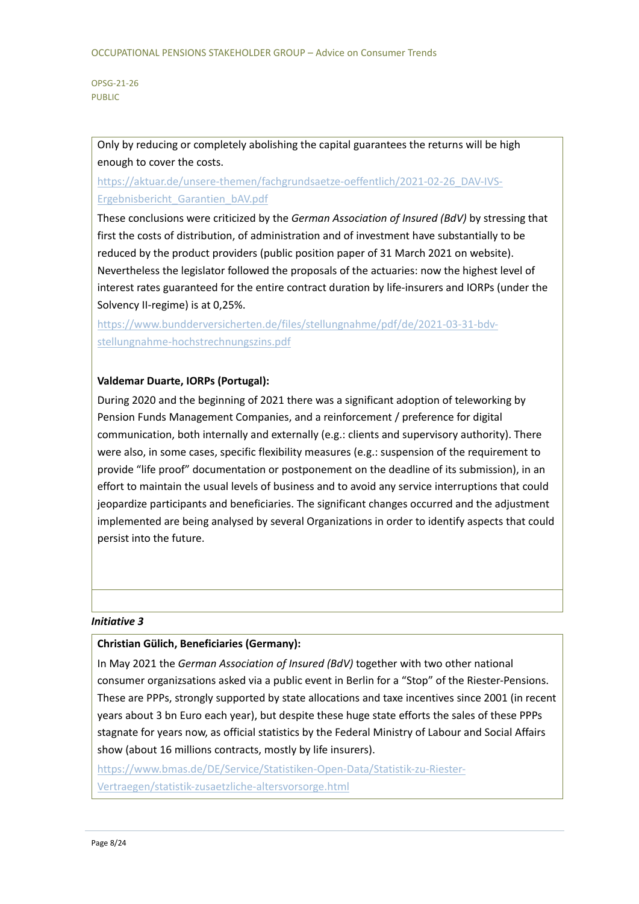Only by reducing or completely abolishing the capital guarantees the returns will be high enough to cover the costs.

https://aktuar.de/unsere-themen/fachgrundsaetze-oeffentlich/2021-02-26_DAV-IVS-Ergebnisbericht_Garantien_bAV.pdf

These conclusions were criticized by the *German Association of Insured (BdV)* by stressing that first the costs of distribution, of administration and of investment have substantially to be reduced by the product providers (public position paper of 31 March 2021 on website). Nevertheless the legislator followed the proposals of the actuaries: now the highest level of interest rates guaranteed for the entire contract duration by life-insurers and IORPs (under the Solvency II-regime) is at 0,25%.

https://www.bundderversicherten.de/files/stellungnahme/pdf/de/2021-03-31-bdv-stellungnahme-hochstrechnungszins.pdf

**Valdemar Duarte, IORPs (Portugal):**

During 2020 and the beginning of 2021 there was a significant adoption of teleworking by Pension Funds Management Companies, and a reinforcement / preference for digital communication, both internally and externally (e.g.: clients and supervisory authority). There were also, in some cases, specific flexibility measures (e.g.: suspension of the requirement to provide "life proof" documentation or postponement on the deadline of its submission), in an effort to maintain the usual levels of business and to avoid any service interruptions that could jeopardize participants and beneficiaries. The significant changes occurred and the adjustment implemented are being analysed by several Organizations in order to identify aspects that could persist into the future.

***Initiative 3***

**Christian Gülich, Beneficiaries (Germany):**

In May 2021 the *German Association of Insured (BdV)* together with two other national consumer organizsations asked via a public event in Berlin for a "Stop" of the Riester-Pensions. These are PPPs, strongly supported by state allocations and taxe incentives since 2001 (in recent years about 3 bn Euro each year), but despite these huge state efforts the sales of these PPPs stagnate for years now, as official statistics by the Federal Ministry of Labour and Social Affairs show (about 16 millions contracts, mostly by life insurers).

https://www.bmas.de/DE/Service/Statistiken-Open-Data/Statistik-zu-Riester-Vertraegen/statistik-zusaetzliche-altersvorsorge.html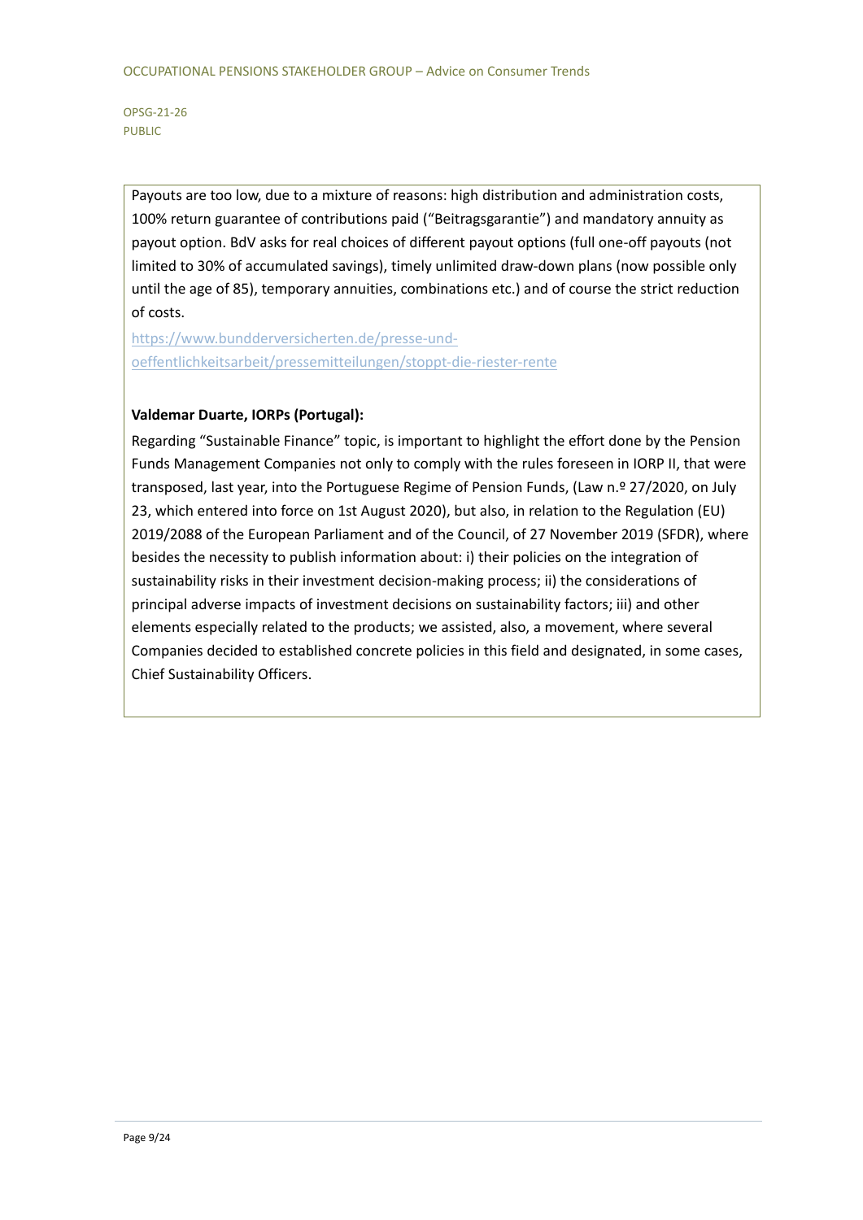Payouts are too low, due to a mixture of reasons: high distribution and administration costs, 100% return guarantee of contributions paid ("Beitragsgarantie") and mandatory annuity as payout option. BdV asks for real choices of different payout options (full one-off payouts (not limited to 30% of accumulated savings), timely unlimited draw-down plans (now possible only until the age of 85), temporary annuities, combinations etc.) and of course the strict reduction of costs.

https://www.bundderversicherten.de/presse-und-oeffentlichkeitsarbeit/pressemitteilungen/stoppt-die-riester-rente

**Valdemar Duarte, IORPs (Portugal):**

Regarding "Sustainable Finance" topic, is important to highlight the effort done by the Pension Funds Management Companies not only to comply with the rules foreseen in IORP II, that were transposed, last year, into the Portuguese Regime of Pension Funds, (Law n.º 27/2020, on July 23, which entered into force on 1st August 2020), but also, in relation to the Regulation (EU) 2019/2088 of the European Parliament and of the Council, of 27 November 2019 (SFDR), where besides the necessity to publish information about: i) their policies on the integration of sustainability risks in their investment decision-making process; ii) the considerations of principal adverse impacts of investment decisions on sustainability factors; iii) and other elements especially related to the products; we assisted, also, a movement, where several Companies decided to established concrete policies in this field and designated, in some cases, Chief Sustainability Officers.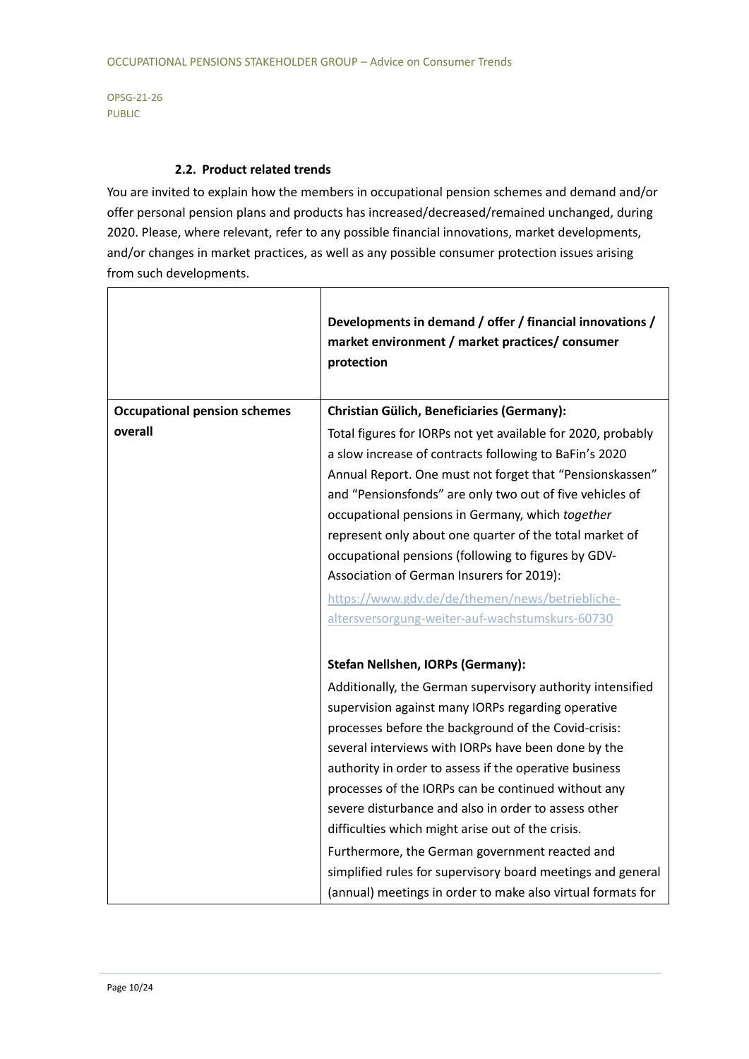### 2.2. Product related trends

You are invited to explain how the members in occupational pension schemes and demand and/or offer personal pension plans and products has increased/decreased/remained unchanged, during 2020. Please, where relevant, refer to any possible financial innovations, market developments, and/or changes in market practices, as well as any possible consumer protection issues arising from such developments.

| | **Developments in demand / offer / financial innovations / market environment / market practices/ consumer protection** |
|---|---|
| **Occupational pension schemes overall** | **Christian Gülich, Beneficiaries (Germany):** Total figures for IORPs not yet available for 2020, probably a slow increase of contracts following to BaFin's 2020 Annual Report. One must not forget that "Pensionskassen" and "Pensionsfonds" are only two out of five vehicles of occupational pensions in Germany, which *together* represent only about one quarter of the total market of occupational pensions (following to figures by GDV-Association of German Insurers for 2019): [https://www.gdv.de/de/themen/news/betriebliche-altersversorgung-weiter-auf-wachstumskurs-60730](https://www.gdv.de/de/themen/news/betriebliche-altersversorgung-weiter-auf-wachstumskurs-60730)<br><br>**Stefan Nellshen, IORPs (Germany):** Additionally, the German supervisory authority intensified supervision against many IORPs regarding operative processes before the background of the Covid-crisis: several interviews with IORPs have been done by the authority in order to assess if the operative business processes of the IORPs can be continued without any severe disturbance and also in order to assess other difficulties which might arise out of the crisis. Furthermore, the German government reacted and simplified rules for supervisory board meetings and general (annual) meetings in order to make also virtual formats for |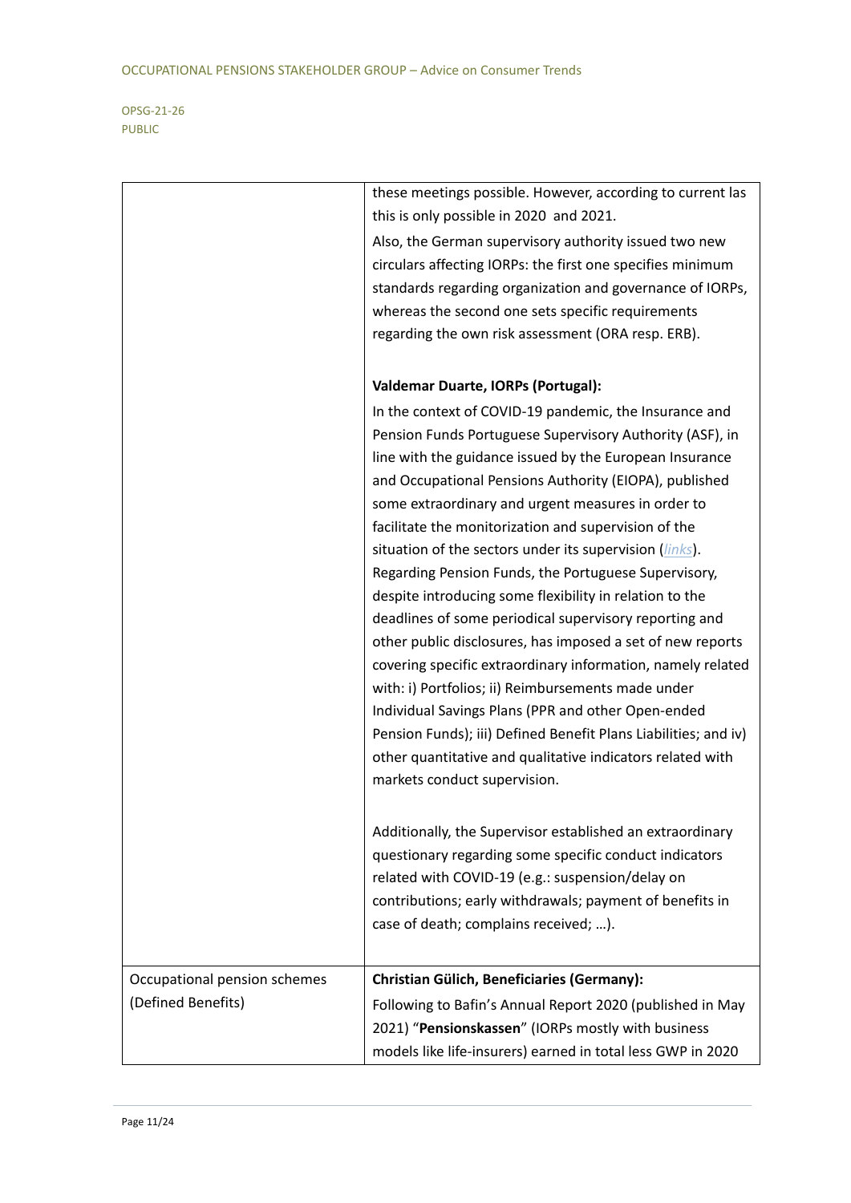| | |
|---|---|
| | these meetings possible. However, according to current las this is only possible in 2020 and 2021.<br>Also, the German supervisory authority issued two new circulars affecting IORPs: the first one specifies minimum standards regarding organization and governance of IORPs, whereas the second one sets specific requirements regarding the own risk assessment (ORA resp. ERB).<br><br>**Valdemar Duarte, IORPs (Portugal):**<br>In the context of COVID-19 pandemic, the Insurance and Pension Funds Portuguese Supervisory Authority (ASF), in line with the guidance issued by the European Insurance and Occupational Pensions Authority (EIOPA), published some extraordinary and urgent measures in order to facilitate the monitorization and supervision of the situation of the sectors under its supervision (*links*).<br>Regarding Pension Funds, the Portuguese Supervisory, despite introducing some flexibility in relation to the deadlines of some periodical supervisory reporting and other public disclosures, has imposed a set of new reports covering specific extraordinary information, namely related with: i) Portfolios; ii) Reimbursements made under Individual Savings Plans (PPR and other Open-ended Pension Funds); iii) Defined Benefit Plans Liabilities; and iv) other quantitative and qualitative indicators related with markets conduct supervision.<br><br>Additionally, the Supervisor established an extraordinary questionary regarding some specific conduct indicators related with COVID-19 (e.g.: suspension/delay on contributions; early withdrawals; payment of benefits in case of death; complains received; …). |
| Occupational pension schemes (Defined Benefits) | **Christian Gülich, Beneficiaries (Germany):**<br>Following to Bafin's Annual Report 2020 (published in May 2021) "**Pensionskassen**" (IORPs mostly with business models like life-insurers) earned in total less GWP in 2020 |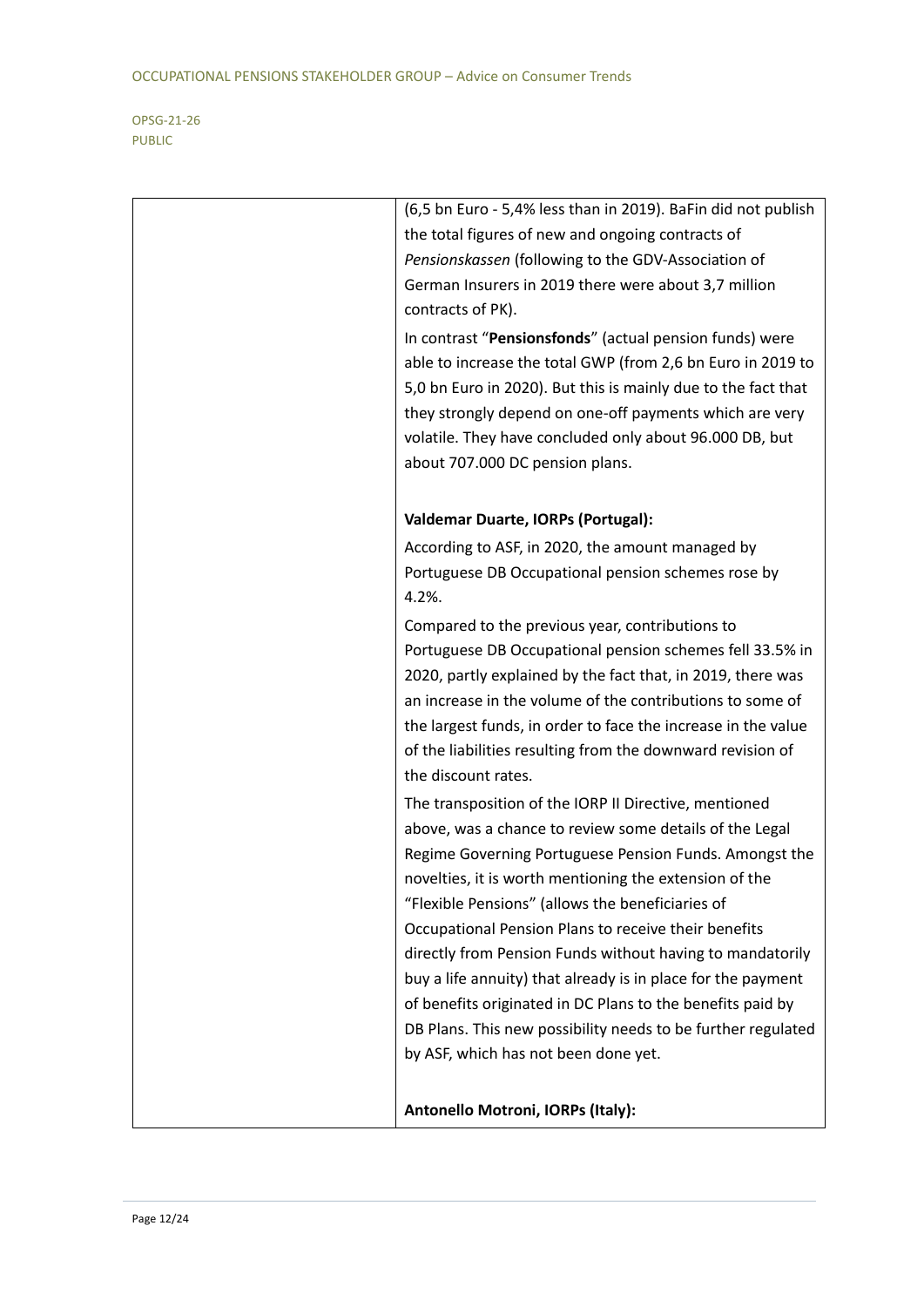| | |
|---|---|
| | (6,5 bn Euro - 5,4% less than in 2019). BaFin did not publish the total figures of new and ongoing contracts of *Pensionskassen* (following to the GDV-Association of German Insurers in 2019 there were about 3,7 million contracts of PK).<br><br>In contrast "**Pensionsfonds**" (actual pension funds) were able to increase the total GWP (from 2,6 bn Euro in 2019 to 5,0 bn Euro in 2020). But this is mainly due to the fact that they strongly depend on one-off payments which are very volatile. They have concluded only about 96.000 DB, but about 707.000 DC pension plans.<br><br>**Valdemar Duarte, IORPs (Portugal):**<br><br>According to ASF, in 2020, the amount managed by Portuguese DB Occupational pension schemes rose by 4.2%.<br><br>Compared to the previous year, contributions to Portuguese DB Occupational pension schemes fell 33.5% in 2020, partly explained by the fact that, in 2019, there was an increase in the volume of the contributions to some of the largest funds, in order to face the increase in the value of the liabilities resulting from the downward revision of the discount rates.<br><br>The transposition of the IORP II Directive, mentioned above, was a chance to review some details of the Legal Regime Governing Portuguese Pension Funds. Amongst the novelties, it is worth mentioning the extension of the "Flexible Pensions" (allows the beneficiaries of Occupational Pension Plans to receive their benefits directly from Pension Funds without having to mandatorily buy a life annuity) that already is in place for the payment of benefits originated in DC Plans to the benefits paid by DB Plans. This new possibility needs to be further regulated by ASF, which has not been done yet.<br><br>**Antonello Motroni, IORPs (Italy):** |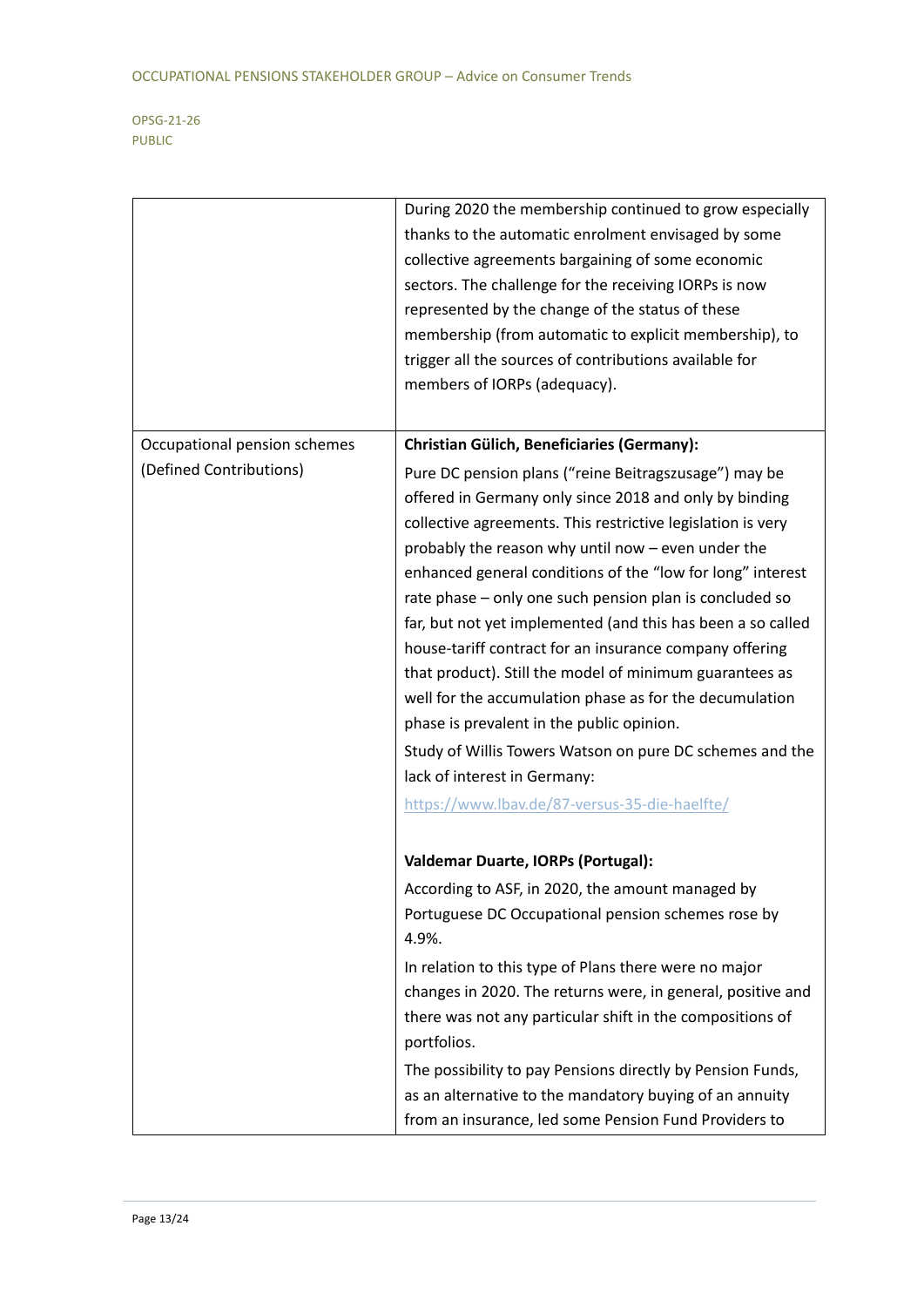| | |
|---|---|
| | During 2020 the membership continued to grow especially thanks to the automatic enrolment envisaged by some collective agreements bargaining of some economic sectors. The challenge for the receiving IORPs is now represented by the change of the status of these membership (from automatic to explicit membership), to trigger all the sources of contributions available for members of IORPs (adequacy). |
| Occupational pension schemes (Defined Contributions) | **Christian Gülich, Beneficiaries (Germany):** Pure DC pension plans ("reine Beitragszusage") may be offered in Germany only since 2018 and only by binding collective agreements. This restrictive legislation is very probably the reason why until now – even under the enhanced general conditions of the "low for long" interest rate phase – only one such pension plan is concluded so far, but not yet implemented (and this has been a so called house-tariff contract for an insurance company offering that product). Still the model of minimum guarantees as well for the accumulation phase as for the decumulation phase is prevalent in the public opinion. Study of Willis Towers Watson on pure DC schemes and the lack of interest in Germany: https://www.lbav.de/87-versus-35-die-haelfte/ <br><br> **Valdemar Duarte, IORPs (Portugal):** According to ASF, in 2020, the amount managed by Portuguese DC Occupational pension schemes rose by 4.9%. In relation to this type of Plans there were no major changes in 2020. The returns were, in general, positive and there was not any particular shift in the compositions of portfolios. The possibility to pay Pensions directly by Pension Funds, as an alternative to the mandatory buying of an annuity from an insurance, led some Pension Fund Providers to |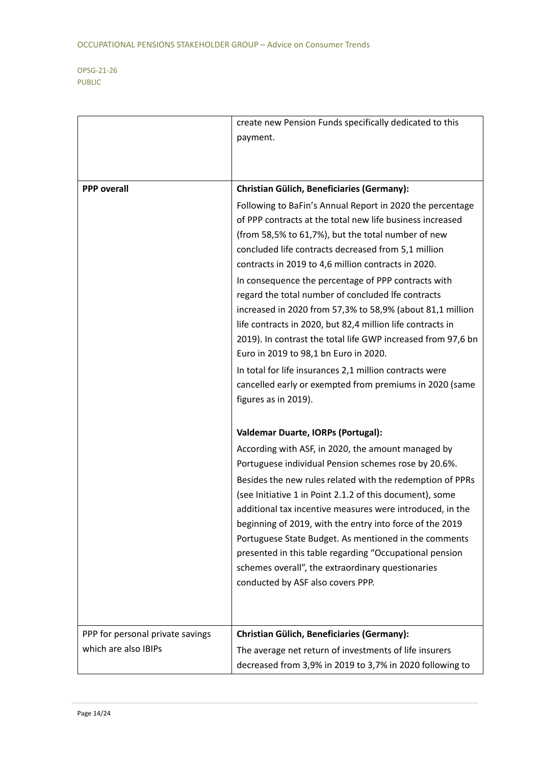| | |
|---|---|
| | create new Pension Funds specifically dedicated to this payment. |
| **PPP overall** | **Christian Gülich, Beneficiaries (Germany):**<br>Following to BaFin's Annual Report in 2020 the percentage of PPP contracts at the total new life business increased (from 58,5% to 61,7%), but the total number of new concluded life contracts decreased from 5,1 million contracts in 2019 to 4,6 million contracts in 2020.<br>In consequence the percentage of PPP contracts with regard the total number of concluded lfe contracts increased in 2020 from 57,3% to 58,9% (about 81,1 million life contracts in 2020, but 82,4 million life contracts in 2019). In contrast the total life GWP increased from 97,6 bn Euro in 2019 to 98,1 bn Euro in 2020.<br>In total for life insurances 2,1 million contracts were cancelled early or exempted from premiums in 2020 (same figures as in 2019).<br><br>**Valdemar Duarte, IORPs (Portugal):**<br>According with ASF, in 2020, the amount managed by Portuguese individual Pension schemes rose by 20.6%.<br>Besides the new rules related with the redemption of PPRs (see Initiative 1 in Point 2.1.2 of this document), some additional tax incentive measures were introduced, in the beginning of 2019, with the entry into force of the 2019 Portuguese State Budget. As mentioned in the comments presented in this table regarding "Occupational pension schemes overall", the extraordinary questionaries conducted by ASF also covers PPP. |
| PPP for personal private savings which are also IBIPs | **Christian Gülich, Beneficiaries (Germany):**<br>The average net return of investments of life insurers decreased from 3,9% in 2019 to 3,7% in 2020 following to |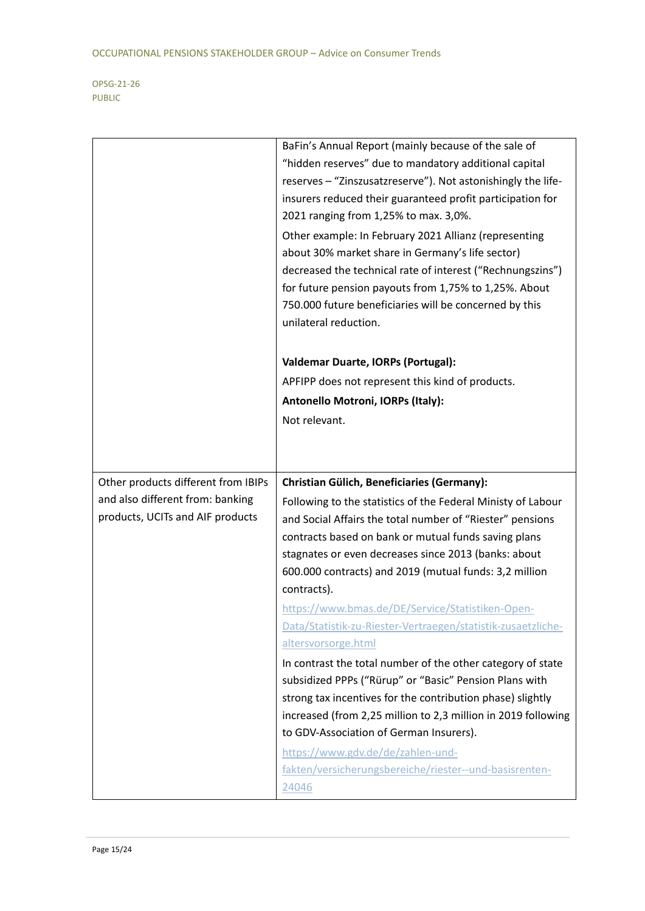| | |
|---|---|
| | BaFin's Annual Report (mainly because of the sale of "hidden reserves" due to mandatory additional capital reserves – "Zinszusatzreserve"). Not astonishingly the life-insurers reduced their guaranteed profit participation for 2021 ranging from 1,25% to max. 3,0%.<br><br>Other example: In February 2021 Allianz (representing about 30% market share in Germany's life sector) decreased the technical rate of interest ("Rechnungszins") for future pension payouts from 1,75% to 1,25%. About 750.000 future beneficiaries will be concerned by this unilateral reduction.<br><br>**Valdemar Duarte, IORPs (Portugal):**<br>APFIPP does not represent this kind of products.<br>**Antonello Motroni, IORPs (Italy):**<br>Not relevant. |
| Other products different from IBIPs and also different from: banking products, UCITs and AIF products | **Christian Gülich, Beneficiaries (Germany):**<br>Following to the statistics of the Federal Ministy of Labour and Social Affairs the total number of "Riester" pensions contracts based on bank or mutual funds saving plans stagnates or even decreases since 2013 (banks: about 600.000 contracts) and 2019 (mutual funds: 3,2 million contracts).<br>https://www.bmas.de/DE/Service/Statistiken-Open-Data/Statistik-zu-Riester-Vertraegen/statistik-zusaetzliche-altersvorsorge.html<br>In contrast the total number of the other category of state subsidized PPPs ("Rürup" or "Basic" Pension Plans with strong tax incentives for the contribution phase) slightly increased (from 2,25 million to 2,3 million in 2019 following to GDV-Association of German Insurers).<br>https://www.gdv.de/de/zahlen-und-fakten/versicherungsbereiche/riester--und-basisrenten-24046 |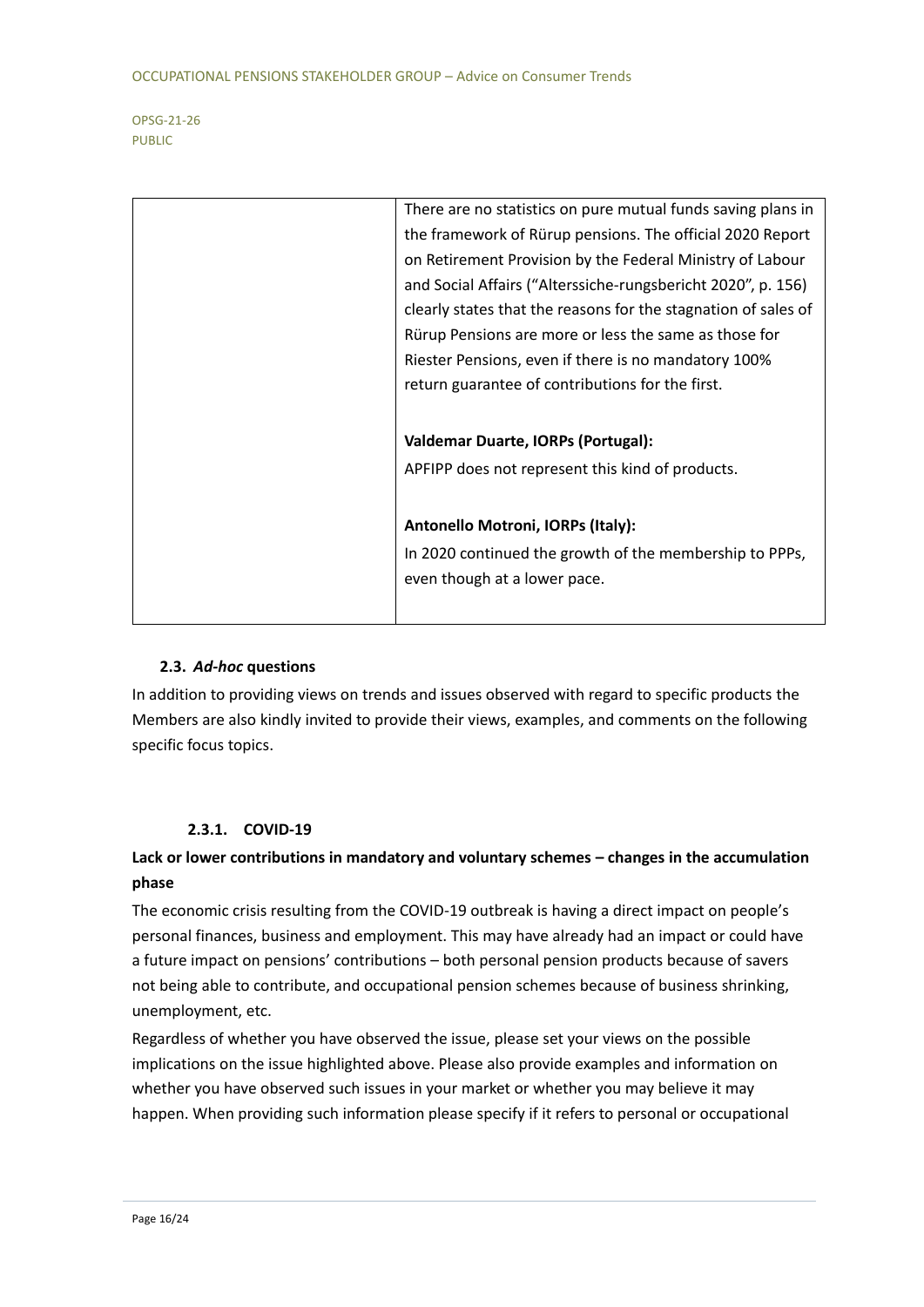| | |
|---|---|
| | There are no statistics on pure mutual funds saving plans in the framework of Rürup pensions. The official 2020 Report on Retirement Provision by the Federal Ministry of Labour and Social Affairs ("Alterssiche-rungsbericht 2020", p. 156) clearly states that the reasons for the stagnation of sales of Rürup Pensions are more or less the same as those for Riester Pensions, even if there is no mandatory 100% return guarantee of contributions for the first.<br><br>**Valdemar Duarte, IORPs (Portugal):**<br>APFIPP does not represent this kind of products.<br><br>**Antonello Motroni, IORPs (Italy):**<br>In 2020 continued the growth of the membership to PPPs, even though at a lower pace. |

### 2.3. *Ad-hoc* questions

In addition to providing views on trends and issues observed with regard to specific products the Members are also kindly invited to provide their views, examples, and comments on the following specific focus topics.

#### 2.3.1. COVID-19

**Lack or lower contributions in mandatory and voluntary schemes – changes in the accumulation phase**

The economic crisis resulting from the COVID-19 outbreak is having a direct impact on people's personal finances, business and employment. This may have already had an impact or could have a future impact on pensions' contributions – both personal pension products because of savers not being able to contribute, and occupational pension schemes because of business shrinking, unemployment, etc.

Regardless of whether you have observed the issue, please set your views on the possible implications on the issue highlighted above. Please also provide examples and information on whether you have observed such issues in your market or whether you may believe it may happen. When providing such information please specify if it refers to personal or occupational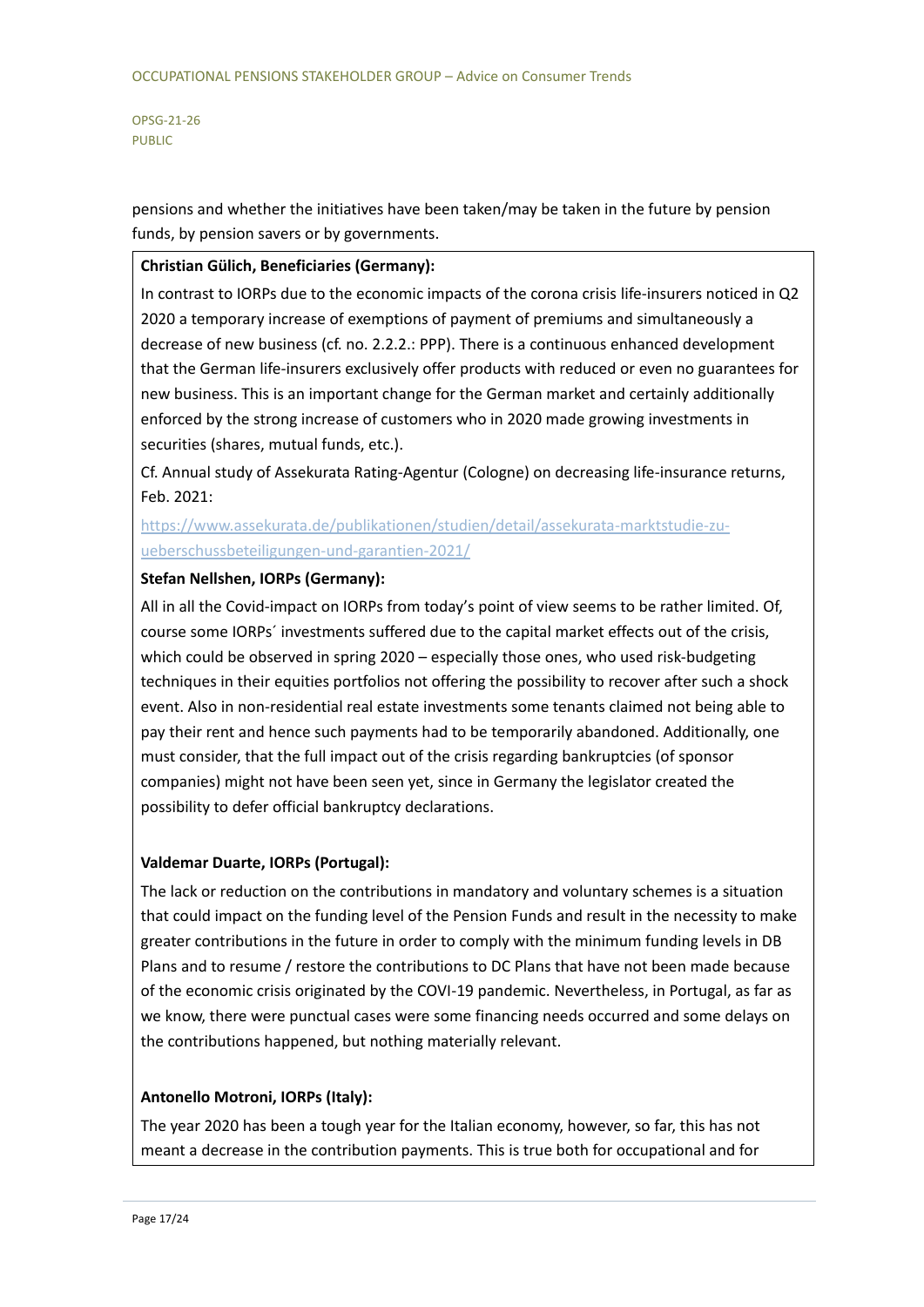pensions and whether the initiatives have been taken/may be taken in the future by pension funds, by pension savers or by governments.

**Christian Gülich, Beneficiaries (Germany):**

In contrast to IORPs due to the economic impacts of the corona crisis life-insurers noticed in Q2 2020 a temporary increase of exemptions of payment of premiums and simultaneously a decrease of new business (cf. no. 2.2.2.: PPP). There is a continuous enhanced development that the German life-insurers exclusively offer products with reduced or even no guarantees for new business. This is an important change for the German market and certainly additionally enforced by the strong increase of customers who in 2020 made growing investments in securities (shares, mutual funds, etc.).

Cf. Annual study of Assekurata Rating-Agentur (Cologne) on decreasing life-insurance returns, Feb. 2021:

https://www.assekurata.de/publikationen/studien/detail/assekurata-marktstudie-zu-ueberschussbeteiligungen-und-garantien-2021/

**Stefan Nellshen, IORPs (Germany):**

All in all the Covid-impact on IORPs from today's point of view seems to be rather limited. Of, course some IORPs´ investments suffered due to the capital market effects out of the crisis, which could be observed in spring 2020 – especially those ones, who used risk-budgeting techniques in their equities portfolios not offering the possibility to recover after such a shock event. Also in non-residential real estate investments some tenants claimed not being able to pay their rent and hence such payments had to be temporarily abandoned. Additionally, one must consider, that the full impact out of the crisis regarding bankruptcies (of sponsor companies) might not have been seen yet, since in Germany the legislator created the possibility to defer official bankruptcy declarations.

**Valdemar Duarte, IORPs (Portugal):**

The lack or reduction on the contributions in mandatory and voluntary schemes is a situation that could impact on the funding level of the Pension Funds and result in the necessity to make greater contributions in the future in order to comply with the minimum funding levels in DB Plans and to resume / restore the contributions to DC Plans that have not been made because of the economic crisis originated by the COVI-19 pandemic. Nevertheless, in Portugal, as far as we know, there were punctual cases were some financing needs occurred and some delays on the contributions happened, but nothing materially relevant.

**Antonello Motroni, IORPs (Italy):**

The year 2020 has been a tough year for the Italian economy, however, so far, this has not meant a decrease in the contribution payments. This is true both for occupational and for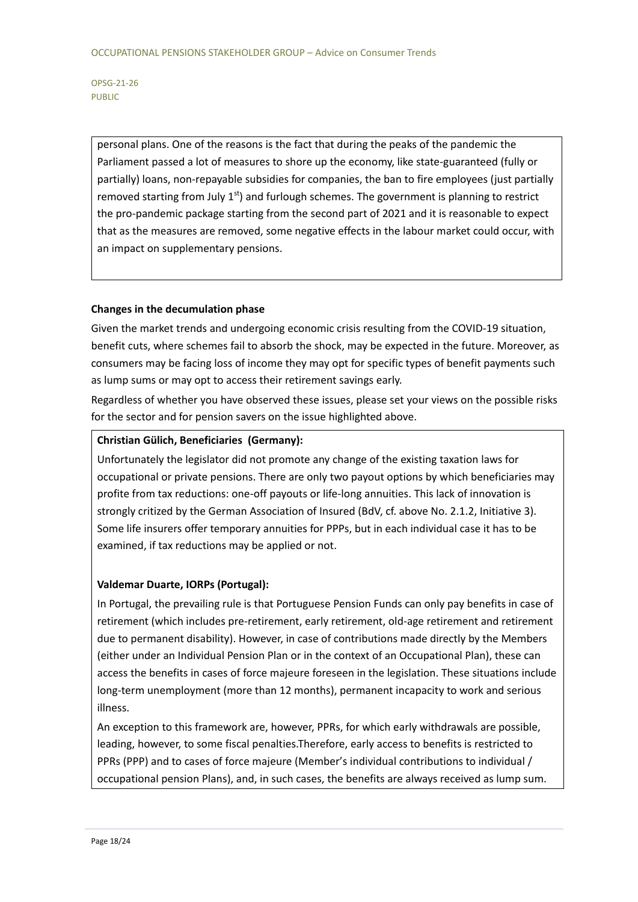personal plans. One of the reasons is the fact that during the peaks of the pandemic the Parliament passed a lot of measures to shore up the economy, like state-guaranteed (fully or partially) loans, non-repayable subsidies for companies, the ban to fire employees (just partially removed starting from July 1st) and furlough schemes. The government is planning to restrict the pro-pandemic package starting from the second part of 2021 and it is reasonable to expect that as the measures are removed, some negative effects in the labour market could occur, with an impact on supplementary pensions.

**Changes in the decumulation phase**

Given the market trends and undergoing economic crisis resulting from the COVID-19 situation, benefit cuts, where schemes fail to absorb the shock, may be expected in the future. Moreover, as consumers may be facing loss of income they may opt for specific types of benefit payments such as lump sums or may opt to access their retirement savings early.

Regardless of whether you have observed these issues, please set your views on the possible risks for the sector and for pension savers on the issue highlighted above.

**Christian Gülich, Beneficiaries (Germany):**

Unfortunately the legislator did not promote any change of the existing taxation laws for occupational or private pensions. There are only two payout options by which beneficiaries may profite from tax reductions: one-off payouts or life-long annuities. This lack of innovation is strongly critized by the German Association of Insured (BdV, cf. above No. 2.1.2, Initiative 3). Some life insurers offer temporary annuities for PPPs, but in each individual case it has to be examined, if tax reductions may be applied or not.

**Valdemar Duarte, IORPs (Portugal):**

In Portugal, the prevailing rule is that Portuguese Pension Funds can only pay benefits in case of retirement (which includes pre-retirement, early retirement, old-age retirement and retirement due to permanent disability). However, in case of contributions made directly by the Members (either under an Individual Pension Plan or in the context of an Occupational Plan), these can access the benefits in cases of force majeure foreseen in the legislation. These situations include long-term unemployment (more than 12 months), permanent incapacity to work and serious illness.

An exception to this framework are, however, PPRs, for which early withdrawals are possible, leading, however, to some fiscal penalties.Therefore, early access to benefits is restricted to PPRs (PPP) and to cases of force majeure (Member's individual contributions to individual / occupational pension Plans), and, in such cases, the benefits are always received as lump sum.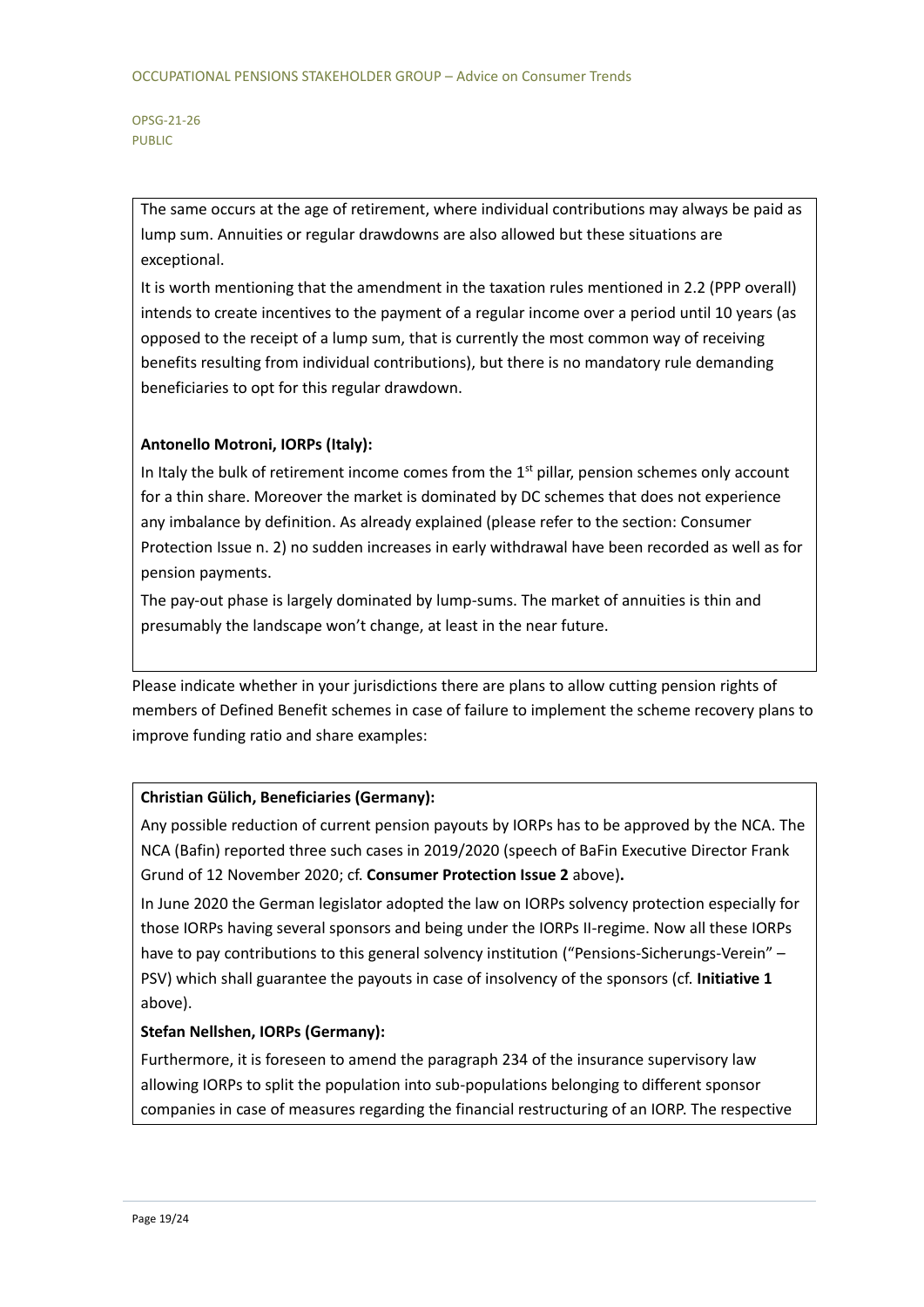The same occurs at the age of retirement, where individual contributions may always be paid as lump sum. Annuities or regular drawdowns are also allowed but these situations are exceptional.

It is worth mentioning that the amendment in the taxation rules mentioned in 2.2 (PPP overall) intends to create incentives to the payment of a regular income over a period until 10 years (as opposed to the receipt of a lump sum, that is currently the most common way of receiving benefits resulting from individual contributions), but there is no mandatory rule demanding beneficiaries to opt for this regular drawdown.

**Antonello Motroni, IORPs (Italy):**

In Italy the bulk of retirement income comes from the 1st pillar, pension schemes only account for a thin share. Moreover the market is dominated by DC schemes that does not experience any imbalance by definition. As already explained (please refer to the section: Consumer Protection Issue n. 2) no sudden increases in early withdrawal have been recorded as well as for pension payments.

The pay-out phase is largely dominated by lump-sums. The market of annuities is thin and presumably the landscape won't change, at least in the near future.

Please indicate whether in your jurisdictions there are plans to allow cutting pension rights of members of Defined Benefit schemes in case of failure to implement the scheme recovery plans to improve funding ratio and share examples:

**Christian Gülich, Beneficiaries (Germany):**

Any possible reduction of current pension payouts by IORPs has to be approved by the NCA. The NCA (Bafin) reported three such cases in 2019/2020 (speech of BaFin Executive Director Frank Grund of 12 November 2020; cf. **Consumer Protection Issue 2** above).

In June 2020 the German legislator adopted the law on IORPs solvency protection especially for those IORPs having several sponsors and being under the IORPs II-regime. Now all these IORPs have to pay contributions to this general solvency institution ("Pensions-Sicherungs-Verein" – PSV) which shall guarantee the payouts in case of insolvency of the sponsors (cf. **Initiative 1** above).

**Stefan Nellshen, IORPs (Germany):**

Furthermore, it is foreseen to amend the paragraph 234 of the insurance supervisory law allowing IORPs to split the population into sub-populations belonging to different sponsor companies in case of measures regarding the financial restructuring of an IORP. The respective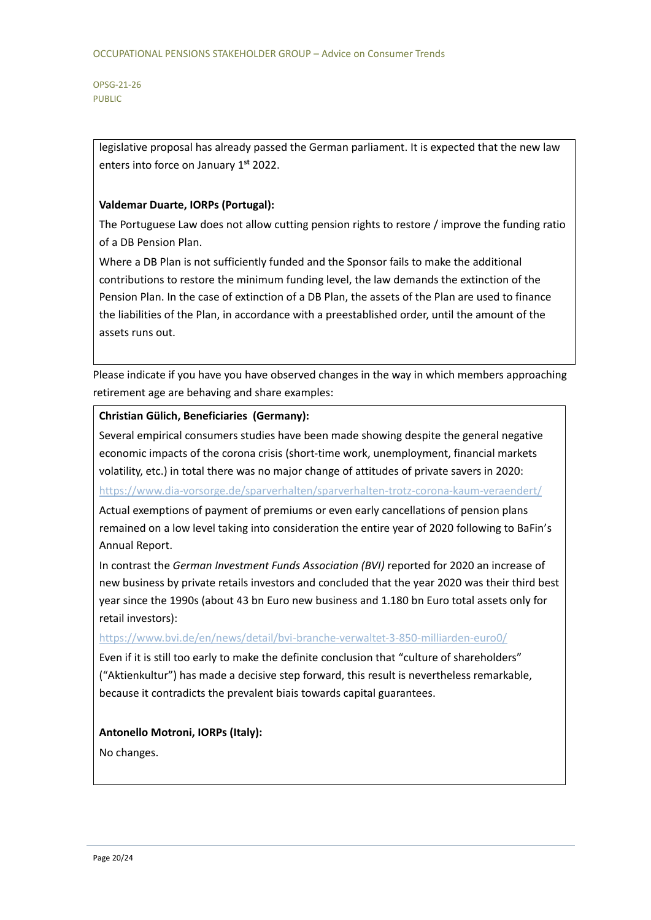legislative proposal has already passed the German parliament. It is expected that the new law enters into force on January 1st 2022.

**Valdemar Duarte, IORPs (Portugal):**

The Portuguese Law does not allow cutting pension rights to restore / improve the funding ratio of a DB Pension Plan.

Where a DB Plan is not sufficiently funded and the Sponsor fails to make the additional contributions to restore the minimum funding level, the law demands the extinction of the Pension Plan. In the case of extinction of a DB Plan, the assets of the Plan are used to finance the liabilities of the Plan, in accordance with a preestablished order, until the amount of the assets runs out.

Please indicate if you have you have observed changes in the way in which members approaching retirement age are behaving and share examples:

**Christian Gülich, Beneficiaries (Germany):**

Several empirical consumers studies have been made showing despite the general negative economic impacts of the corona crisis (short-time work, unemployment, financial markets volatility, etc.) in total there was no major change of attitudes of private savers in 2020:

https://www.dia-vorsorge.de/sparverhalten/sparverhalten-trotz-corona-kaum-veraendert/

Actual exemptions of payment of premiums or even early cancellations of pension plans remained on a low level taking into consideration the entire year of 2020 following to BaFin's Annual Report.

In contrast the *German Investment Funds Association (BVI)* reported for 2020 an increase of new business by private retails investors and concluded that the year 2020 was their third best year since the 1990s (about 43 bn Euro new business and 1.180 bn Euro total assets only for retail investors):

https://www.bvi.de/en/news/detail/bvi-branche-verwaltet-3-850-milliarden-euro0/

Even if it is still too early to make the definite conclusion that "culture of shareholders" ("Aktienkultur") has made a decisive step forward, this result is nevertheless remarkable, because it contradicts the prevalent biais towards capital guarantees.

**Antonello Motroni, IORPs (Italy):**

No changes.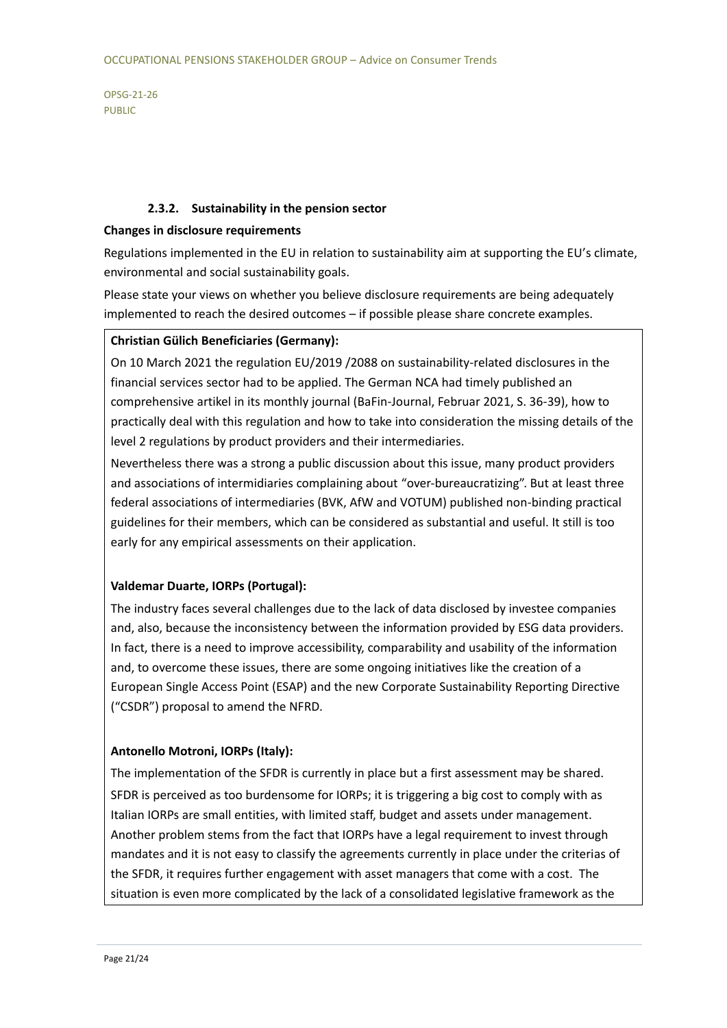### 2.3.2. Sustainability in the pension sector

**Changes in disclosure requirements**

Regulations implemented in the EU in relation to sustainability aim at supporting the EU's climate, environmental and social sustainability goals.

Please state your views on whether you believe disclosure requirements are being adequately implemented to reach the desired outcomes – if possible please share concrete examples.

**Christian Gülich Beneficiaries (Germany):**

On 10 March 2021 the regulation EU/2019 /2088 on sustainability-related disclosures in the financial services sector had to be applied. The German NCA had timely published an comprehensive artikel in its monthly journal (BaFin-Journal, Februar 2021, S. 36-39), how to practically deal with this regulation and how to take into consideration the missing details of the level 2 regulations by product providers and their intermediaries.

Nevertheless there was a strong a public discussion about this issue, many product providers and associations of intermidiaries complaining about "over-bureaucratizing". But at least three federal associations of intermediaries (BVK, AfW and VOTUM) published non-binding practical guidelines for their members, which can be considered as substantial and useful. It still is too early for any empirical assessments on their application.

**Valdemar Duarte, IORPs (Portugal):**

The industry faces several challenges due to the lack of data disclosed by investee companies and, also, because the inconsistency between the information provided by ESG data providers. In fact, there is a need to improve accessibility, comparability and usability of the information and, to overcome these issues, there are some ongoing initiatives like the creation of a European Single Access Point (ESAP) and the new Corporate Sustainability Reporting Directive ("CSDR") proposal to amend the NFRD.

**Antonello Motroni, IORPs (Italy):**

The implementation of the SFDR is currently in place but a first assessment may be shared. SFDR is perceived as too burdensome for IORPs; it is triggering a big cost to comply with as Italian IORPs are small entities, with limited staff, budget and assets under management. Another problem stems from the fact that IORPs have a legal requirement to invest through mandates and it is not easy to classify the agreements currently in place under the criterias of the SFDR, it requires further engagement with asset managers that come with a cost. The situation is even more complicated by the lack of a consolidated legislative framework as the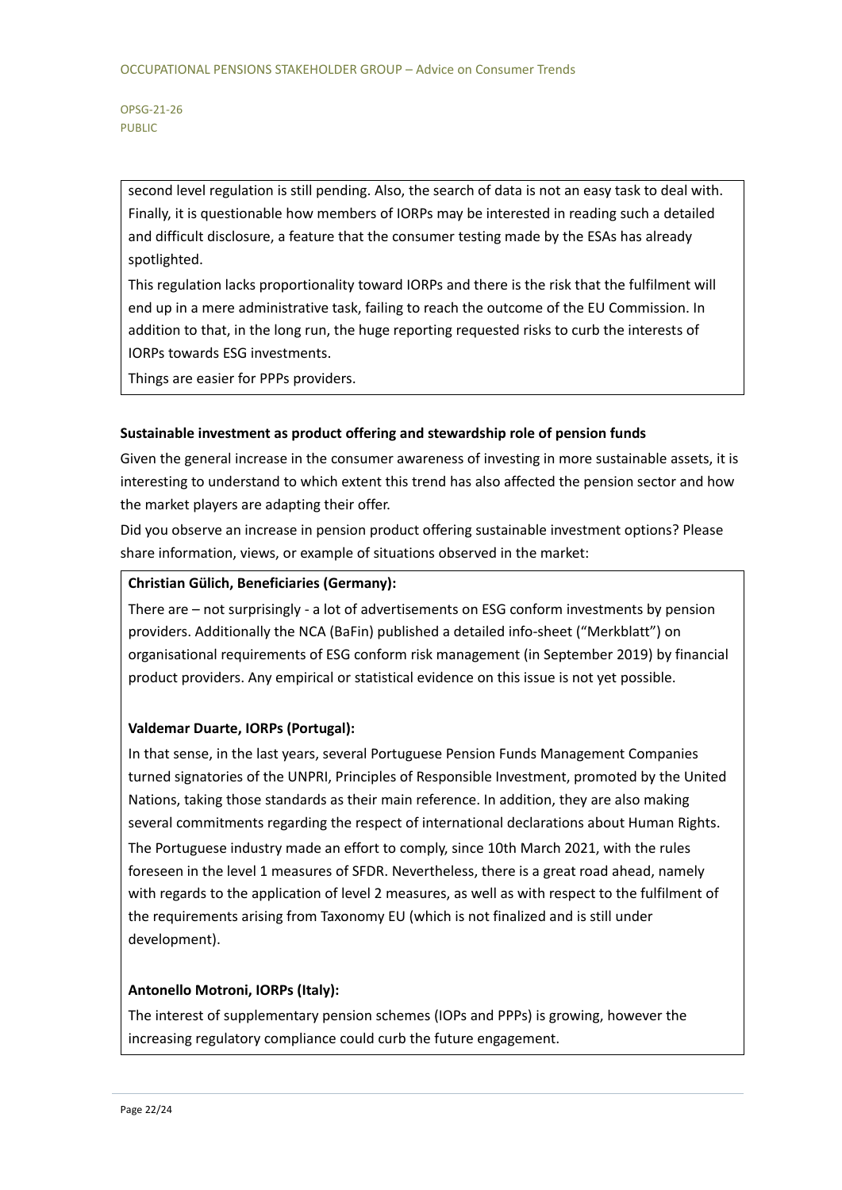second level regulation is still pending. Also, the search of data is not an easy task to deal with. Finally, it is questionable how members of IORPs may be interested in reading such a detailed and difficult disclosure, a feature that the consumer testing made by the ESAs has already spotlighted.

This regulation lacks proportionality toward IORPs and there is the risk that the fulfilment will end up in a mere administrative task, failing to reach the outcome of the EU Commission. In addition to that, in the long run, the huge reporting requested risks to curb the interests of IORPs towards ESG investments.

Things are easier for PPPs providers.

**Sustainable investment as product offering and stewardship role of pension funds**

Given the general increase in the consumer awareness of investing in more sustainable assets, it is interesting to understand to which extent this trend has also affected the pension sector and how the market players are adapting their offer.

Did you observe an increase in pension product offering sustainable investment options? Please share information, views, or example of situations observed in the market:

**Christian Gülich, Beneficiaries (Germany):**

There are – not surprisingly - a lot of advertisements on ESG conform investments by pension providers. Additionally the NCA (BaFin) published a detailed info-sheet ("Merkblatt") on organisational requirements of ESG conform risk management (in September 2019) by financial product providers. Any empirical or statistical evidence on this issue is not yet possible.

**Valdemar Duarte, IORPs (Portugal):**

In that sense, in the last years, several Portuguese Pension Funds Management Companies turned signatories of the UNPRI, Principles of Responsible Investment, promoted by the United Nations, taking those standards as their main reference. In addition, they are also making several commitments regarding the respect of international declarations about Human Rights.

The Portuguese industry made an effort to comply, since 10th March 2021, with the rules foreseen in the level 1 measures of SFDR. Nevertheless, there is a great road ahead, namely with regards to the application of level 2 measures, as well as with respect to the fulfilment of the requirements arising from Taxonomy EU (which is not finalized and is still under development).

**Antonello Motroni, IORPs (Italy):**

The interest of supplementary pension schemes (IOPs and PPPs) is growing, however the increasing regulatory compliance could curb the future engagement.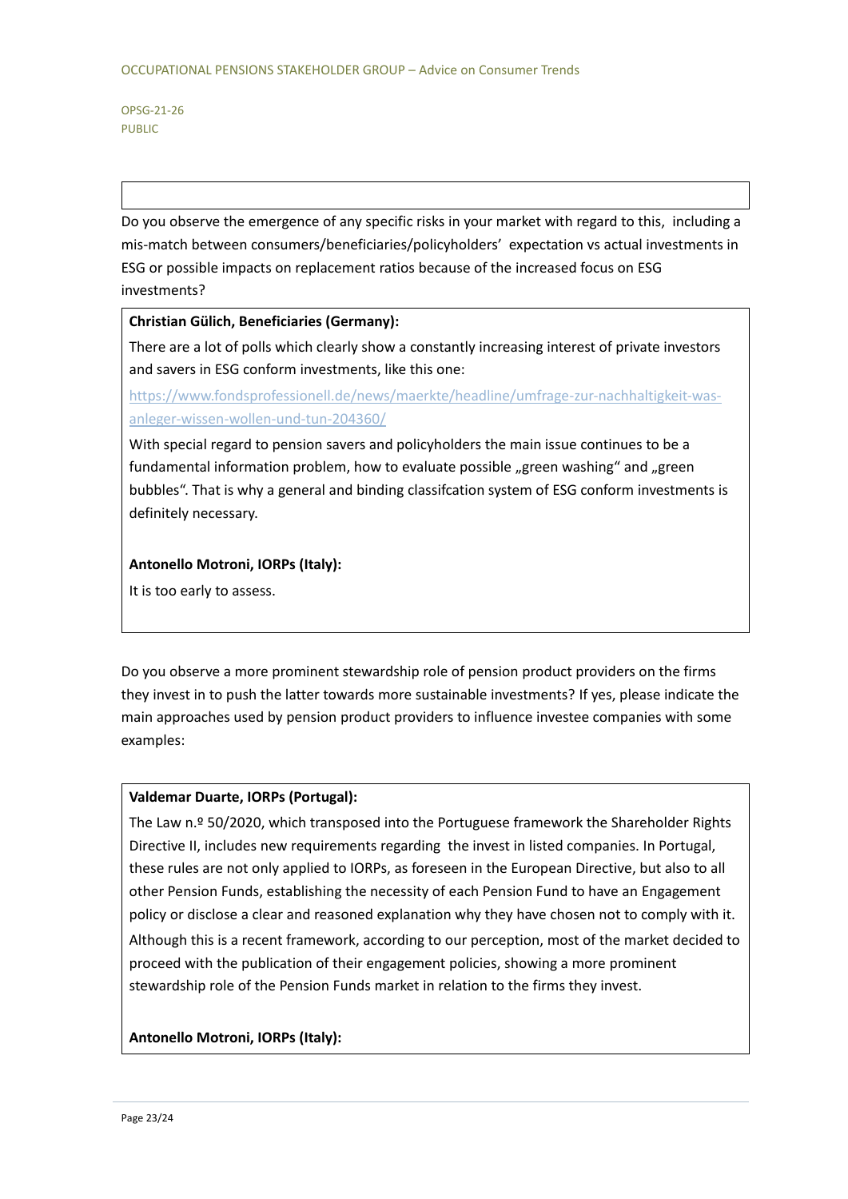Do you observe the emergence of any specific risks in your market with regard to this, including a mis-match between consumers/beneficiaries/policyholders' expectation vs actual investments in ESG or possible impacts on replacement ratios because of the increased focus on ESG investments?

**Christian Gülich, Beneficiaries (Germany):**

There are a lot of polls which clearly show a constantly increasing interest of private investors and savers in ESG conform investments, like this one:

https://www.fondsprofessionell.de/news/maerkte/headline/umfrage-zur-nachhaltigkeit-was-anleger-wissen-wollen-und-tun-204360/

With special regard to pension savers and policyholders the main issue continues to be a fundamental information problem, how to evaluate possible „green washing" and „green bubbles". That is why a general and binding classifcation system of ESG conform investments is definitely necessary.

**Antonello Motroni, IORPs (Italy):**

It is too early to assess.

Do you observe a more prominent stewardship role of pension product providers on the firms they invest in to push the latter towards more sustainable investments? If yes, please indicate the main approaches used by pension product providers to influence investee companies with some examples:

**Valdemar Duarte, IORPs (Portugal):**

The Law n.º 50/2020, which transposed into the Portuguese framework the Shareholder Rights Directive II, includes new requirements regarding the invest in listed companies. In Portugal, these rules are not only applied to IORPs, as foreseen in the European Directive, but also to all other Pension Funds, establishing the necessity of each Pension Fund to have an Engagement policy or disclose a clear and reasoned explanation why they have chosen not to comply with it.

Although this is a recent framework, according to our perception, most of the market decided to proceed with the publication of their engagement policies, showing a more prominent stewardship role of the Pension Funds market in relation to the firms they invest.

**Antonello Motroni, IORPs (Italy):**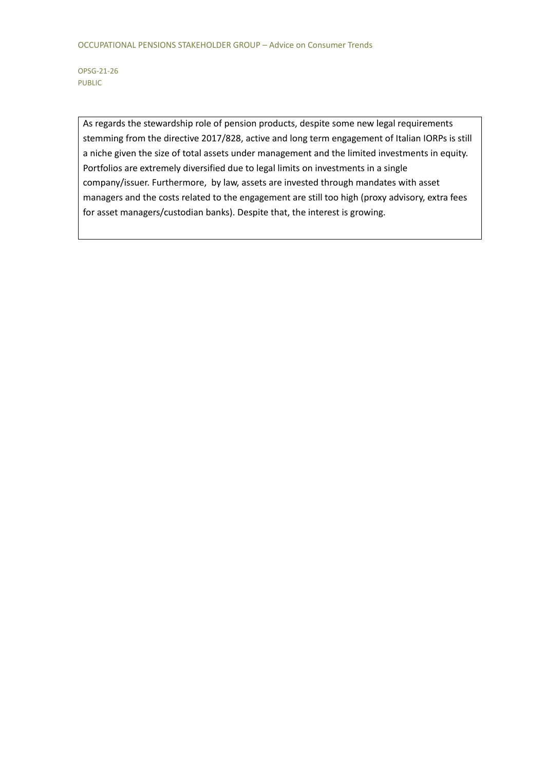As regards the stewardship role of pension products, despite some new legal requirements stemming from the directive 2017/828, active and long term engagement of Italian IORPs is still a niche given the size of total assets under management and the limited investments in equity. Portfolios are extremely diversified due to legal limits on investments in a single company/issuer. Furthermore, by law, assets are invested through mandates with asset managers and the costs related to the engagement are still too high (proxy advisory, extra fees for asset managers/custodian banks). Despite that, the interest is growing.